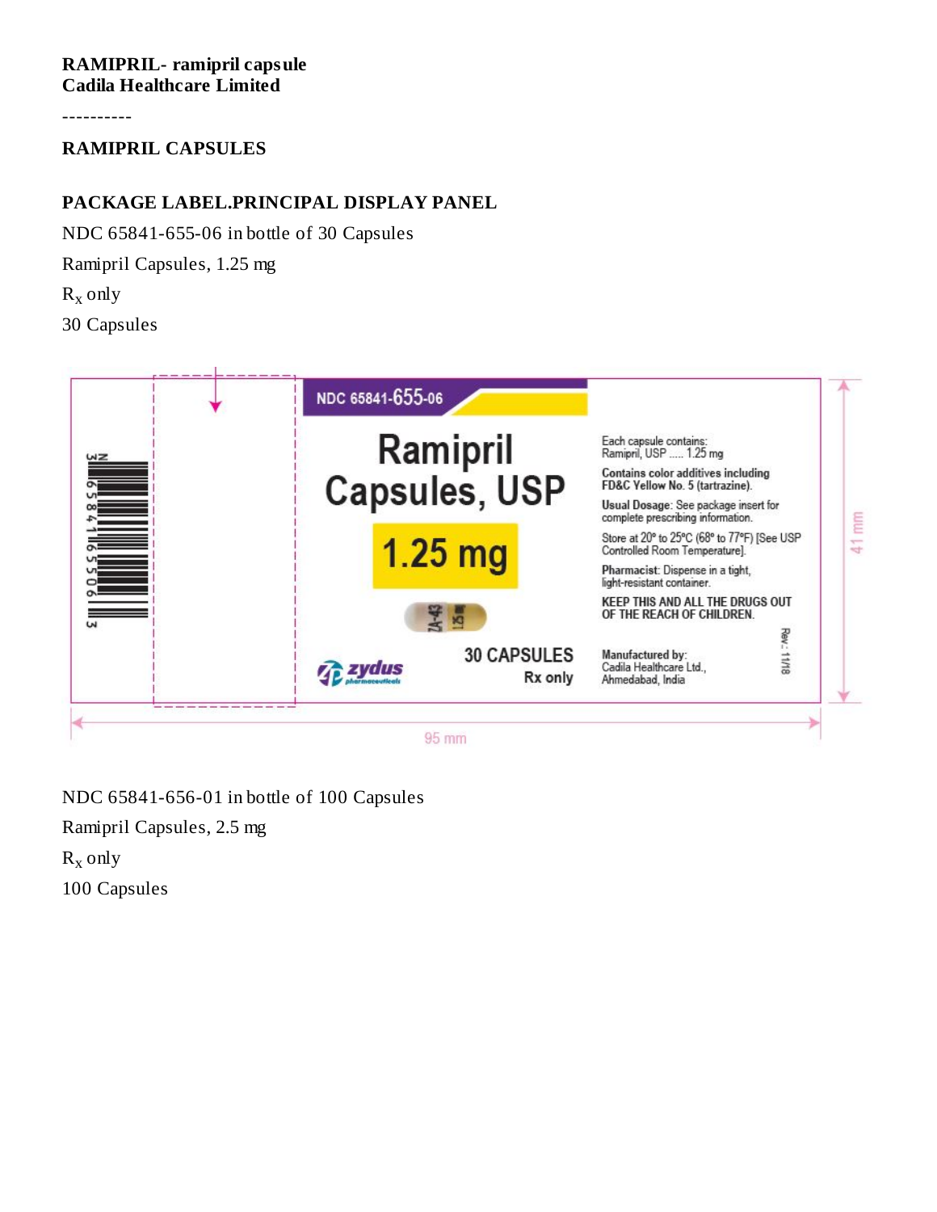**RAMIPRIL- ramipril capsule**
**Cadila Healthcare Limited**

----------

**RAMIPRIL CAPSULES**

**PACKAGE LABEL.PRINCIPAL DISPLAY PANEL**

NDC 65841-655-06 in bottle of 30 Capsules

Ramipril Capsules, 1.25 mg

$R_x$ only

30 Capsules

NDC 65841-655-06

Ramipril Capsules, USP

1.25 mg

30 CAPSULES

Rx only

zydus pharmaceuticals

Each capsule contains:
Ramipril, USP ..... 1.25 mg

Contains color additives including FD&C Yellow No. 5 (tartrazine).

Usual Dosage: See package insert for complete prescribing information.

Store at 20° to 25°C (68° to 77°F) [See USP Controlled Room Temperature].

Pharmacist: Dispense in a tight, light-resistant container.

KEEP THIS AND ALL THE DRUGS OUT OF THE REACH OF CHILDREN.

Manufactured by:
Cadila Healthcare Ltd.,
Ahmedabad, India

Rev.: 11/18

N 3 65841 65506 3

95 mm

41 mm

NDC 65841-656-01 in bottle of 100 Capsules

Ramipril Capsules, 2.5 mg

$R_x$ only

100 Capsules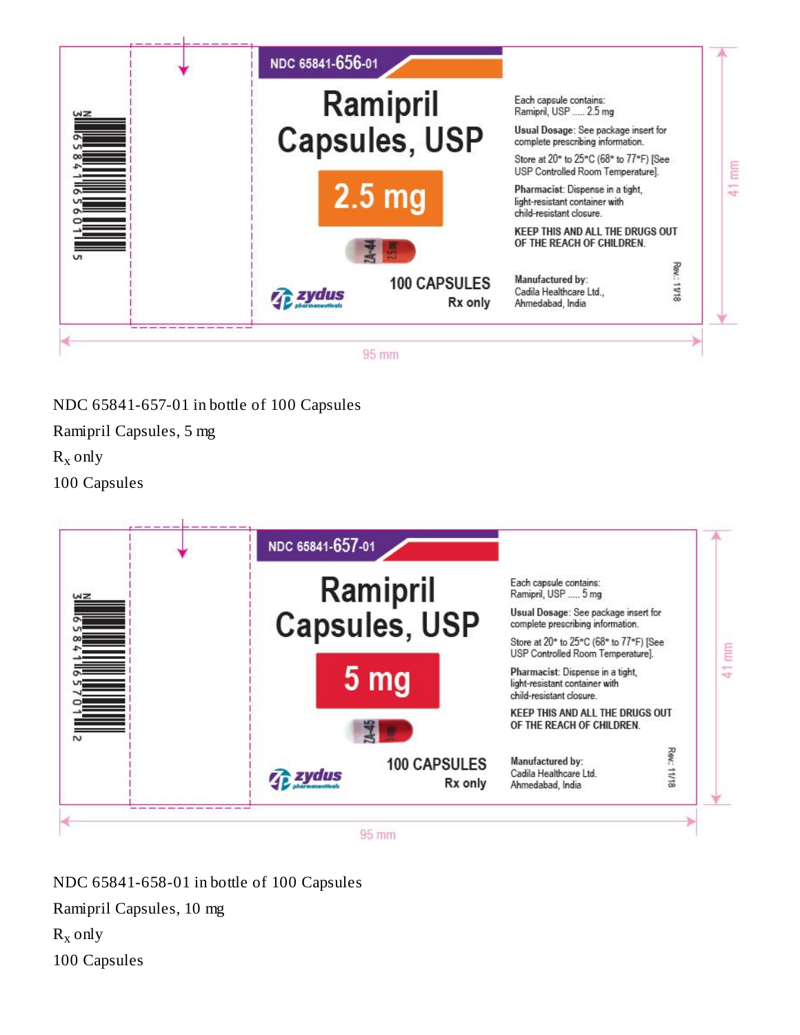NDC 65841-656-01

**Ramipril Capsules, USP**

**2.5 mg**

100 CAPSULES

Rx only

Each capsule contains:
Ramipril, USP ..... 2.5 mg

**Usual Dosage:** See package insert for complete prescribing information.

Store at 20° to 25°C (68° to 77°F) [See USP Controlled Room Temperature].

**Pharmacist:** Dispense in a tight, light-resistant container with child-resistant closure.

**KEEP THIS AND ALL THE DRUGS OUT OF THE REACH OF CHILDREN.**

**Manufactured by:**
Cadila Healthcare Ltd.,
Ahmedabad, India

zydus pharmaceuticals

Rev.: 11/18

3 65841 65601 5

95 mm

41 mm

NDC 65841-657-01 in bottle of 100 Capsules

Ramipril Capsules, 5 mg

$R_x$ only

100 Capsules

NDC 65841-657-01

**Ramipril Capsules, USP**

**5 mg**

100 CAPSULES

Rx only

Each capsule contains:
Ramipril, USP ..... 5 mg

**Usual Dosage:** See package insert for complete prescribing information.

Store at 20° to 25°C (68° to 77°F) [See USP Controlled Room Temperature].

**Pharmacist:** Dispense in a tight, light-resistant container with child-resistant closure.

**KEEP THIS AND ALL THE DRUGS OUT OF THE REACH OF CHILDREN.**

**Manufactured by:**
Cadila Healthcare Ltd.
Ahmedabad, India

zydus pharmaceuticals

Rev.: 11/18

3 65841 65701 2

95 mm

41 mm

NDC 65841-658-01 in bottle of 100 Capsules

Ramipril Capsules, 10 mg

$R_x$ only

100 Capsules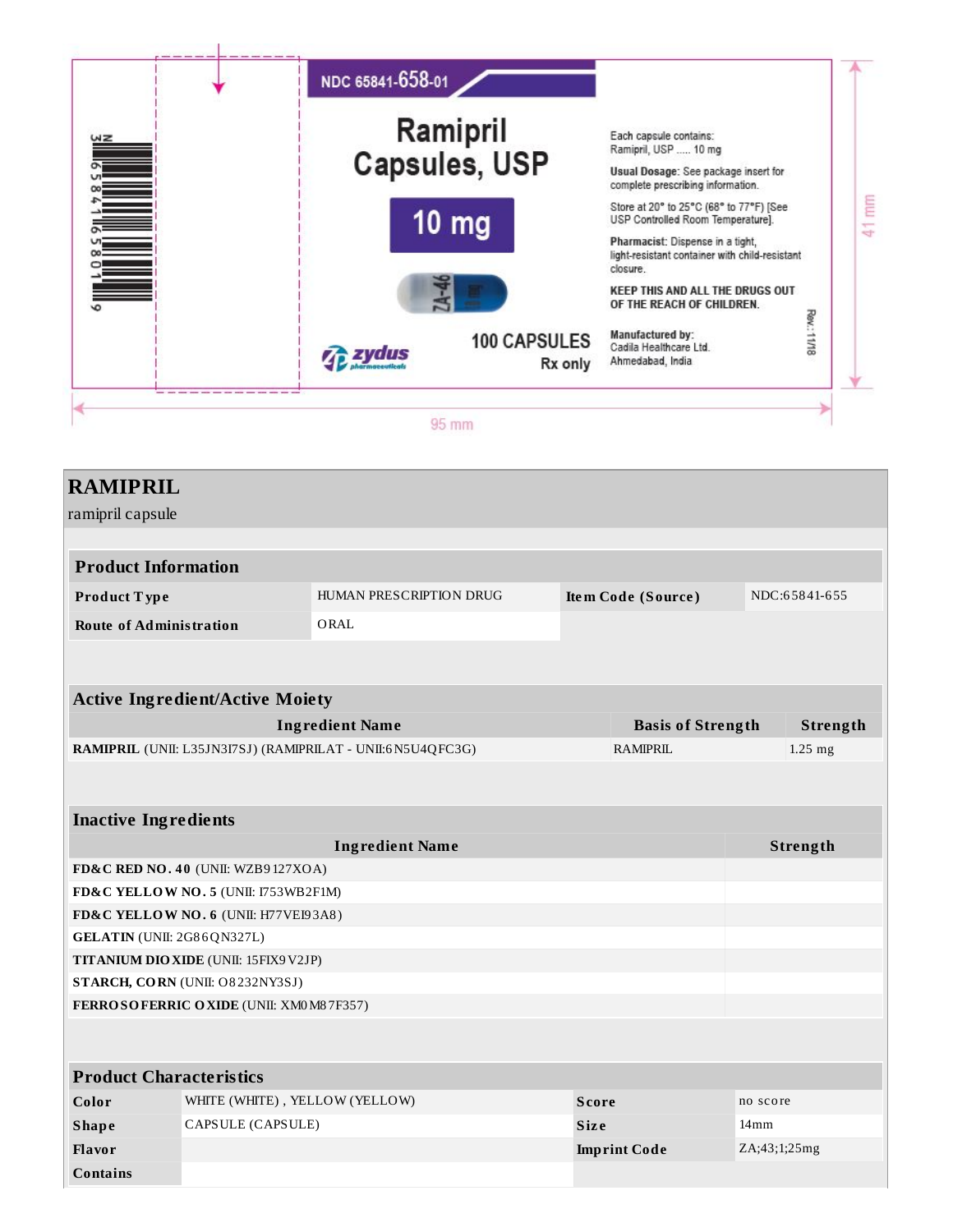NDC 65841-658-01

**Ramipril Capsules, USP**

**10 mg**

100 CAPSULES

Rx only

zydus pharmaceuticals

Each capsule contains:
Ramipril, USP ..... 10 mg

**Usual Dosage**: See package insert for complete prescribing information.

Store at 20° to 25°C (68° to 77°F) [See USP Controlled Room Temperature].

**Pharmacist**: Dispense in a tight, light-resistant container with child-resistant closure.

**KEEP THIS AND ALL THE DRUGS OUT OF THE REACH OF CHILDREN.**

Manufactured by:
Cadila Healthcare Ltd.
Ahmedabad, India

Rev.: 11/18

3 65841 65801 9

41 mm

95 mm

# RAMIPRIL

ramipril capsule

| Product Information | | | |
|---|---|---|---|
| **Product Type** | HUMAN PRESCRIPTION DRUG | **Item Code (Source)** | NDC:65841-655 |
| **Route of Administration** | ORAL | | |

| Active Ingredient/Active Moiety | | |
|---|---|---|
| **Ingredient Name** | **Basis of Strength** | **Strength** |
| **RAMIPRIL** (UNII: L35JN3I7SJ) (RAMIPRILAT - UNII:6N5U4QFC3G) | RAMIPRIL | 1.25 mg |

| Inactive Ingredients | |
|---|---|
| **Ingredient Name** | **Strength** |
| **FD&C RED NO. 40** (UNII: WZB9127XOA) | |
| **FD&C YELLOW NO. 5** (UNII: I753WB2F1M) | |
| **FD&C YELLOW NO. 6** (UNII: H77VEI93A8) | |
| **GELATIN** (UNII: 2G86QN327L) | |
| **TITANIUM DIOXIDE** (UNII: 15FIX9V2JP) | |
| **STARCH, CORN** (UNII: O8232NY3SJ) | |
| **FERROSOFERRIC OXIDE** (UNII: XM0M87F357) | |

| Product Characteristics | | | |
|---|---|---|---|
| **Color** | WHITE (WHITE) , YELLOW (YELLOW) | **Score** | no score |
| **Shape** | CAPSULE (CAPSULE) | **Size** | 14mm |
| **Flavor** | | **Imprint Code** | ZA;43;1;25mg |
| **Contains** | | | |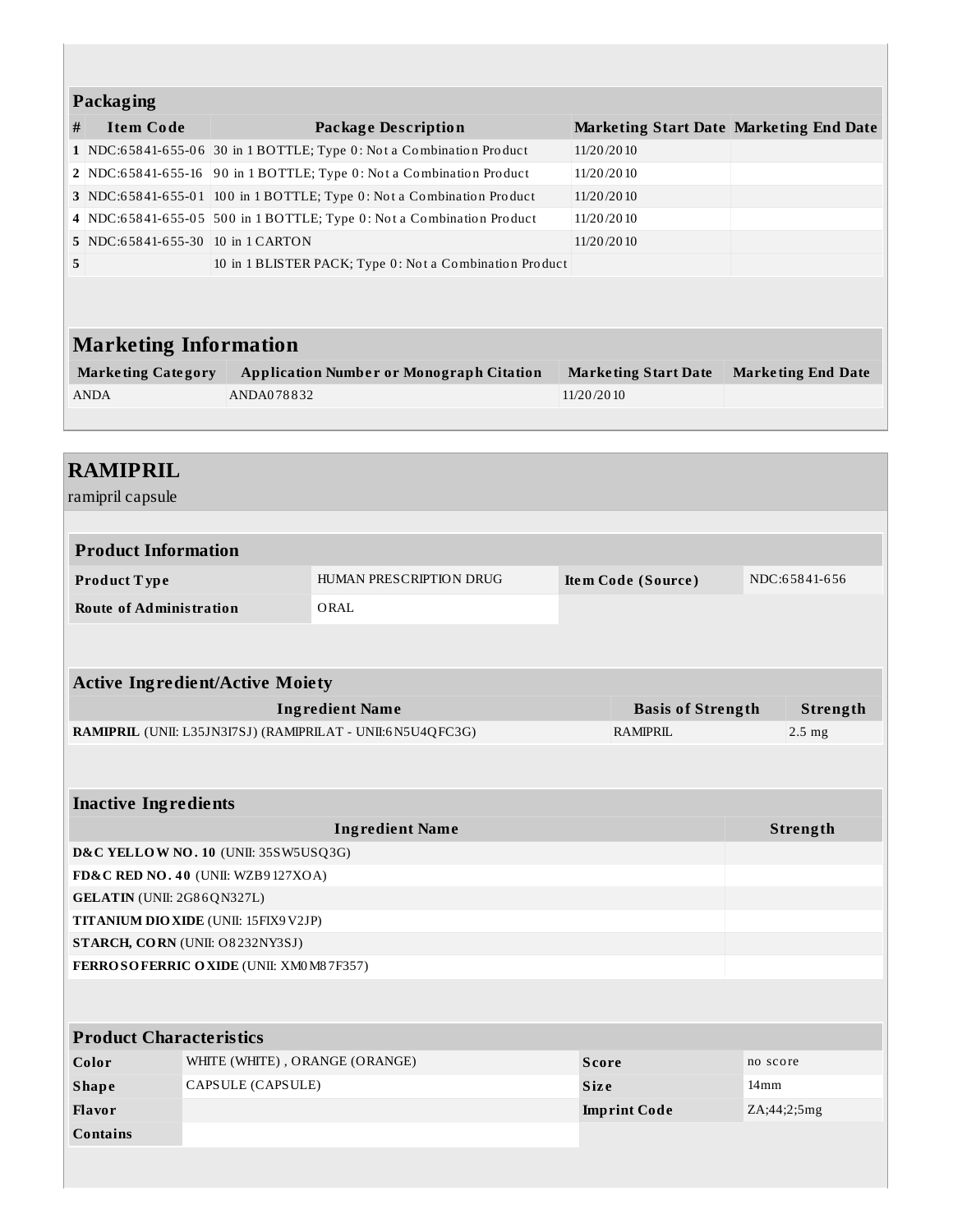### Packaging

| # | Item Code | Package Description | Marketing Start Date | Marketing End Date |
|---|---|---|---|---|
| 1 | NDC:65841-655-06 | 30 in 1 BOTTLE; Type 0: Not a Combination Product | 11/20/2010 | |
| 2 | NDC:65841-655-16 | 90 in 1 BOTTLE; Type 0: Not a Combination Product | 11/20/2010 | |
| 3 | NDC:65841-655-01 | 100 in 1 BOTTLE; Type 0: Not a Combination Product | 11/20/2010 | |
| 4 | NDC:65841-655-05 | 500 in 1 BOTTLE; Type 0: Not a Combination Product | 11/20/2010 | |
| 5 | NDC:65841-655-30 | 10 in 1 CARTON | 11/20/2010 | |
| 5 | | 10 in 1 BLISTER PACK; Type 0: Not a Combination Product | | |

## Marketing Information

| Marketing Category | Application Number or Monograph Citation | Marketing Start Date | Marketing End Date |
|---|---|---|---|
| ANDA | ANDA078832 | 11/20/2010 | |

# RAMIPRIL

ramipril capsule

### Product Information

| | | | |
|---|---|---|---|
| **Product Type** | HUMAN PRESCRIPTION DRUG | **Item Code (Source)** | NDC:65841-656 |
| **Route of Administration** | ORAL | | |

### Active Ingredient/Active Moiety

| Ingredient Name | Basis of Strength | Strength |
|---|---|---|
| **RAMIPRIL** (UNII: L35JN3I7SJ) (RAMIPRILAT - UNII:6N5U4QFC3G) | RAMIPRIL | 2.5 mg |

### Inactive Ingredients

| Ingredient Name | Strength |
|---|---|
| **D&C YELLOW NO. 10** (UNII: 35SW5USQ3G) | |
| **FD&C RED NO. 40** (UNII: WZB9127XOA) | |
| **GELATIN** (UNII: 2G86QN327L) | |
| **TITANIUM DIOXIDE** (UNII: 15FIX9V2JP) | |
| **STARCH, CORN** (UNII: O8232NY3SJ) | |
| **FERROSOFERRIC OXIDE** (UNII: XM0M87F357) | |

### Product Characteristics

| | | | |
|---|---|---|---|
| **Color** | WHITE (WHITE) , ORANGE (ORANGE) | **Score** | no score |
| **Shape** | CAPSULE (CAPSULE) | **Size** | 14mm |
| **Flavor** | | **Imprint Code** | ZA;44;2;5mg |
| **Contains** | | | |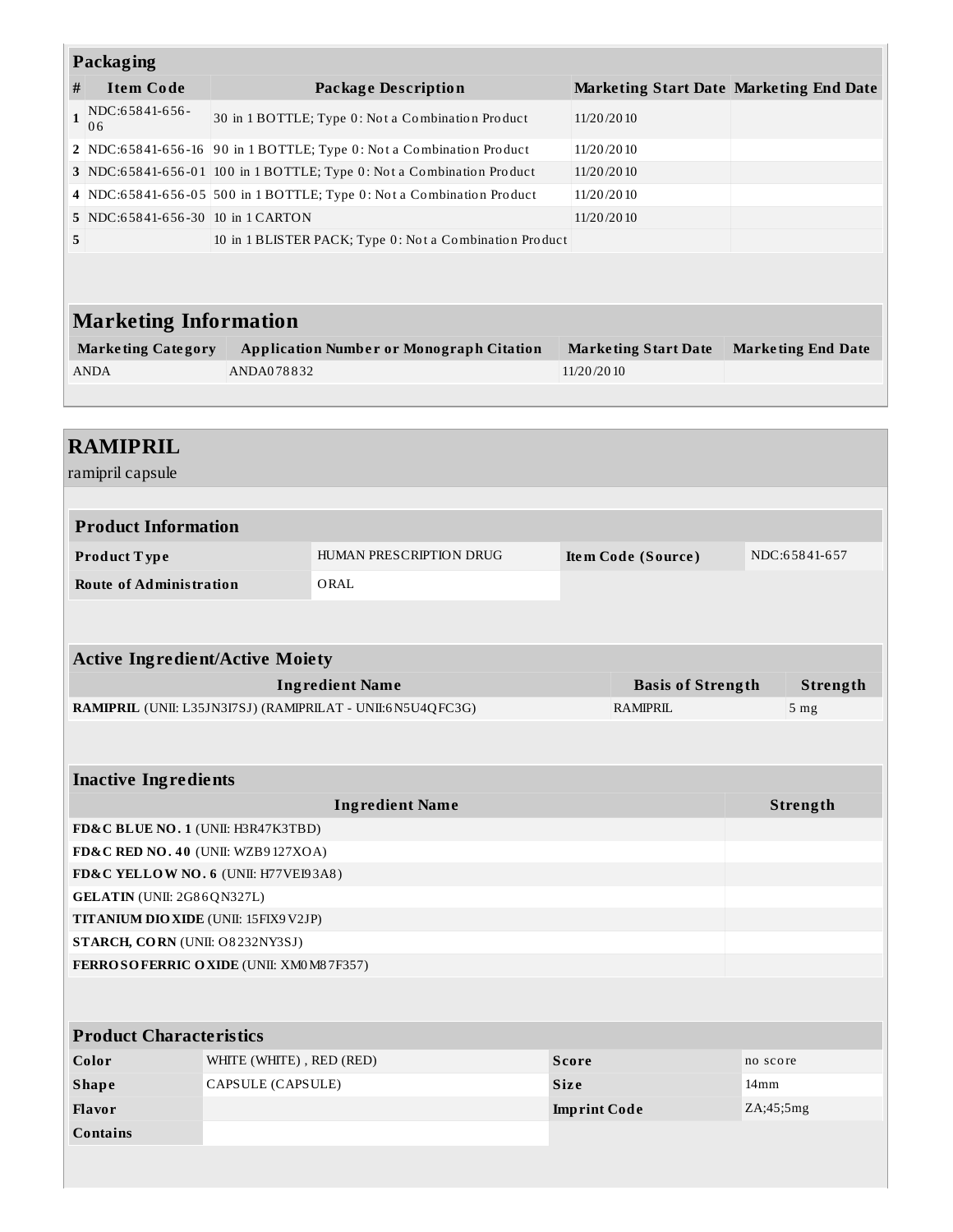### Packaging

| # | Item Code | Package Description | Marketing Start Date | Marketing End Date |
|---|---|---|---|---|
| 1 | NDC:65841-656-06 | 30 in 1 BOTTLE; Type 0: Not a Combination Product | 11/20/2010 | |
| 2 | NDC:65841-656-16 | 90 in 1 BOTTLE; Type 0: Not a Combination Product | 11/20/2010 | |
| 3 | NDC:65841-656-01 | 100 in 1 BOTTLE; Type 0: Not a Combination Product | 11/20/2010 | |
| 4 | NDC:65841-656-05 | 500 in 1 BOTTLE; Type 0: Not a Combination Product | 11/20/2010 | |
| 5 | NDC:65841-656-30 | 10 in 1 CARTON | 11/20/2010 | |
| 5 | | 10 in 1 BLISTER PACK; Type 0: Not a Combination Product | | |

### Marketing Information

| Marketing Category | Application Number or Monograph Citation | Marketing Start Date | Marketing End Date |
|---|---|---|---|
| ANDA | ANDA078832 | 11/20/2010 | |

## RAMIPRIL

ramipril capsule

### Product Information

| | | | |
|---|---|---|---|
| **Product Type** | HUMAN PRESCRIPTION DRUG | **Item Code (Source)** | NDC:65841-657 |
| **Route of Administration** | ORAL | | |

### Active Ingredient/Active Moiety

| Ingredient Name | Basis of Strength | Strength |
|---|---|---|
| **RAMIPRIL** (UNII: L35JN3I7SJ) (RAMIPRILAT - UNII:6N5U4QFC3G) | RAMIPRIL | 5 mg |

### Inactive Ingredients

| Ingredient Name | Strength |
|---|---|
| **FD&C BLUE NO. 1** (UNII: H3R47K3TBD) | |
| **FD&C RED NO. 40** (UNII: WZB9127XOA) | |
| **FD&C YELLOW NO. 6** (UNII: H77VEI93A8) | |
| **GELATIN** (UNII: 2G86QN327L) | |
| **TITANIUM DIOXIDE** (UNII: 15FIX9V2JP) | |
| **STARCH, CORN** (UNII: O8232NY3SJ) | |
| **FERROSOFERRIC OXIDE** (UNII: XM0M87F357) | |

### Product Characteristics

| | | | |
|---|---|---|---|
| **Color** | WHITE (WHITE) , RED (RED) | **Score** | no score |
| **Shape** | CAPSULE (CAPSULE) | **Size** | 14mm |
| **Flavor** | | **Imprint Code** | ZA;45;5mg |
| **Contains** | | | |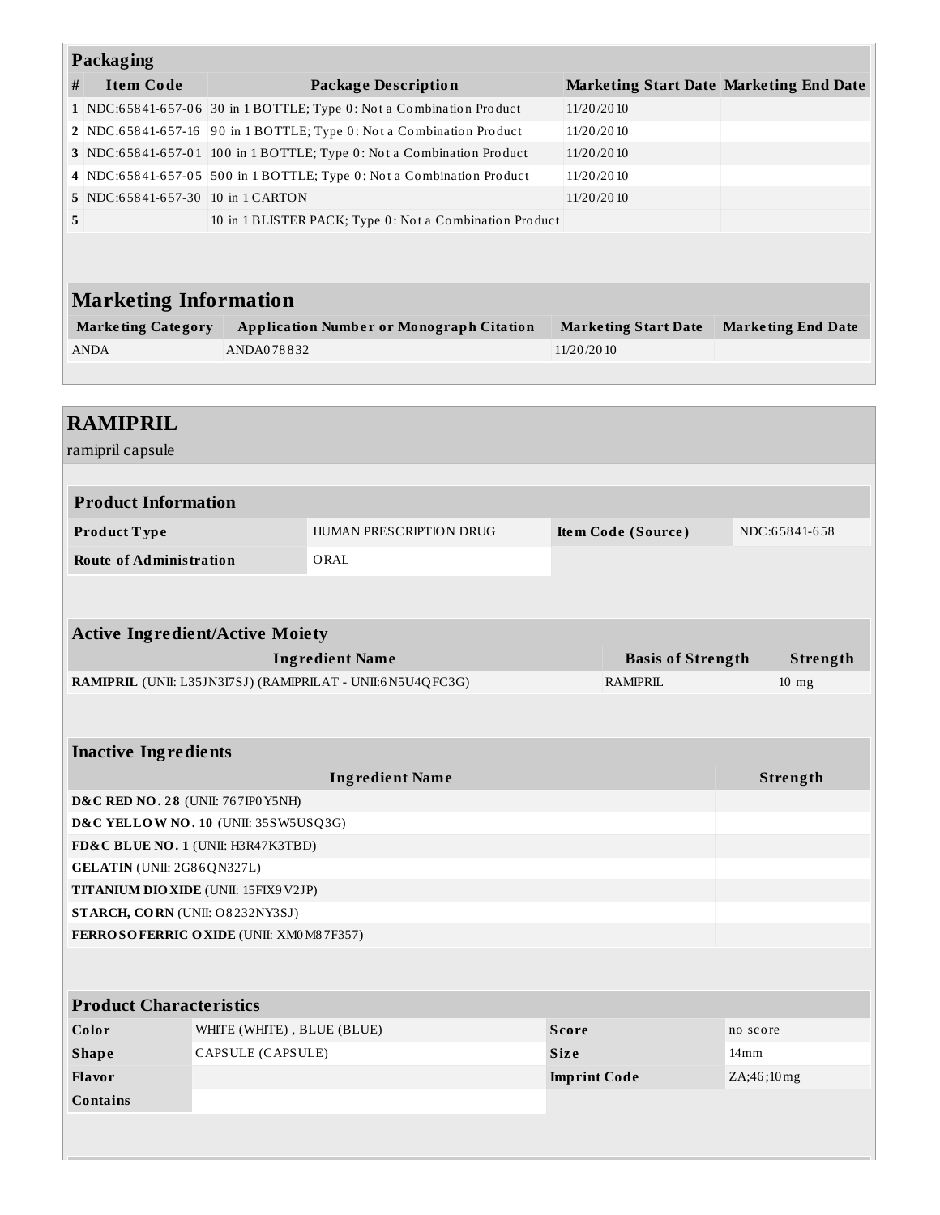### Packaging

| # | Item Code | Package Description | Marketing Start Date | Marketing End Date |
|---|---|---|---|---|
| 1 | NDC:65841-657-06 | 30 in 1 BOTTLE; Type 0: Not a Combination Product | 11/20/2010 | |
| 2 | NDC:65841-657-16 | 90 in 1 BOTTLE; Type 0: Not a Combination Product | 11/20/2010 | |
| 3 | NDC:65841-657-01 | 100 in 1 BOTTLE; Type 0: Not a Combination Product | 11/20/2010 | |
| 4 | NDC:65841-657-05 | 500 in 1 BOTTLE; Type 0: Not a Combination Product | 11/20/2010 | |
| 5 | NDC:65841-657-30 | 10 in 1 CARTON | 11/20/2010 | |
| 5 | | 10 in 1 BLISTER PACK; Type 0: Not a Combination Product | | |

### Marketing Information

| Marketing Category | Application Number or Monograph Citation | Marketing Start Date | Marketing End Date |
|---|---|---|---|
| ANDA | ANDA078832 | 11/20/2010 | |

## RAMIPRIL

ramipril capsule

### Product Information

| | | | |
|---|---|---|---|
| **Product Type** | HUMAN PRESCRIPTION DRUG | **Item Code (Source)** | NDC:65841-658 |
| **Route of Administration** | ORAL | | |

### Active Ingredient/Active Moiety

| Ingredient Name | Basis of Strength | Strength |
|---|---|---|
| **RAMIPRIL** (UNII: L35JN3I7SJ) (RAMIPRILAT - UNII:6N5U4QFC3G) | RAMIPRIL | 10 mg |

### Inactive Ingredients

| Ingredient Name | Strength |
|---|---|
| **D&C RED NO. 28** (UNII: 767IP0Y5NH) | |
| **D&C YELLOW NO. 10** (UNII: 35SW5USQ3G) | |
| **FD&C BLUE NO. 1** (UNII: H3R47K3TBD) | |
| **GELATIN** (UNII: 2G86QN327L) | |
| **TITANIUM DIOXIDE** (UNII: 15FIX9V2JP) | |
| **STARCH, CORN** (UNII: O8232NY3SJ) | |
| **FERROSOFERRIC OXIDE** (UNII: XM0M87F357) | |

### Product Characteristics

| | | | |
|---|---|---|---|
| **Color** | WHITE (WHITE) , BLUE (BLUE) | **Score** | no score |
| **Shape** | CAPSULE (CAPSULE) | **Size** | 14mm |
| **Flavor** | | **Imprint Code** | ZA;46;10mg |
| **Contains** | | | |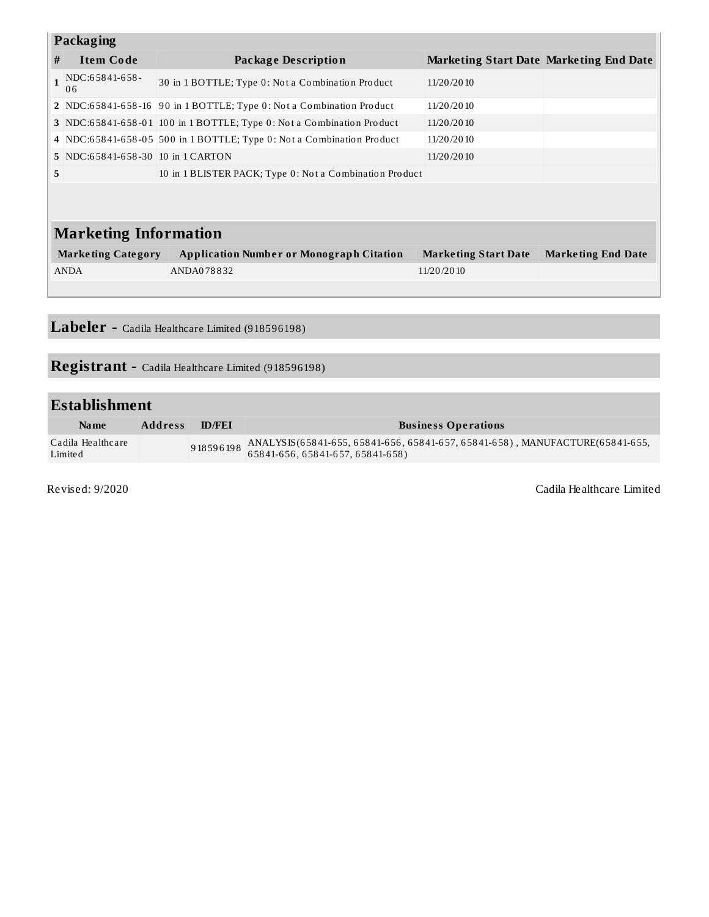## Packaging

| # | Item Code | Package Description | Marketing Start Date | Marketing End Date |
|---|---|---|---|---|
| 1 | NDC:65841-658-06 | 30 in 1 BOTTLE; Type 0: Not a Combination Product | 11/20/2010 | |
| 2 | NDC:65841-658-16 | 90 in 1 BOTTLE; Type 0: Not a Combination Product | 11/20/2010 | |
| 3 | NDC:65841-658-01 | 100 in 1 BOTTLE; Type 0: Not a Combination Product | 11/20/2010 | |
| 4 | NDC:65841-658-05 | 500 in 1 BOTTLE; Type 0: Not a Combination Product | 11/20/2010 | |
| 5 | NDC:65841-658-30 | 10 in 1 CARTON | 11/20/2010 | |
| 5 | | 10 in 1 BLISTER PACK; Type 0: Not a Combination Product | | |

## Marketing Information

| Marketing Category | Application Number or Monograph Citation | Marketing Start Date | Marketing End Date |
|---|---|---|---|
| ANDA | ANDA078832 | 11/20/2010 | |

## Labeler - Cadila Healthcare Limited (918596198)

## Registrant - Cadila Healthcare Limited (918596198)

## Establishment

| Name | Address | ID/FEI | Business Operations |
|---|---|---|---|
| Cadila Healthcare Limited | | 918596198 | ANALYSIS(65841-655, 65841-656, 65841-657, 65841-658), MANUFACTURE(65841-655, 65841-656, 65841-657, 65841-658) |

Revised: 9/2020

Cadila Healthcare Limited